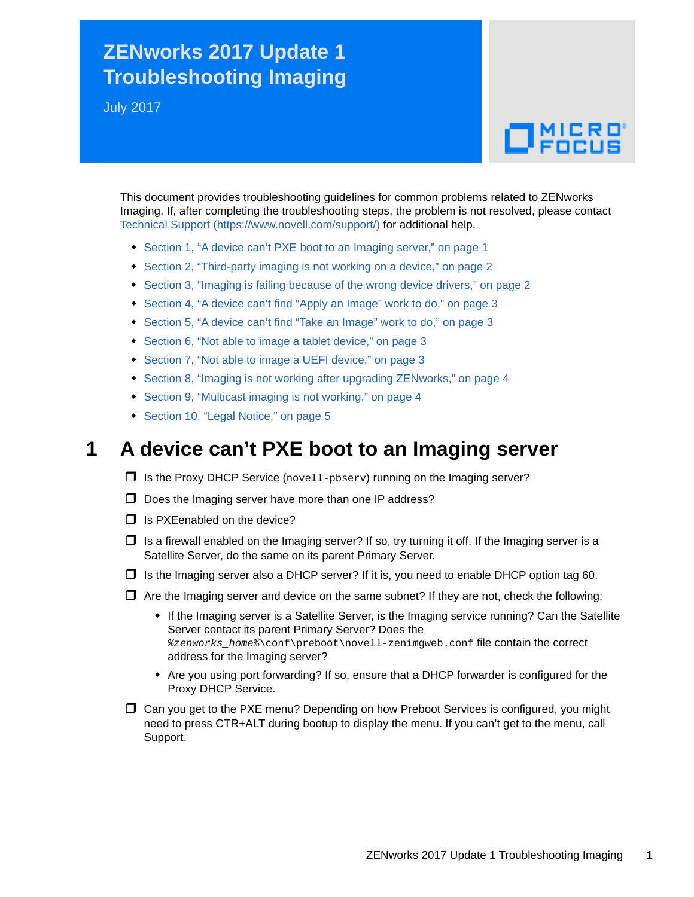# ZENworks 2017 Update 1 Troubleshooting Imaging

July 2017

This document provides troubleshooting guidelines for common problems related to ZENworks Imaging. If, after completing the troubleshooting steps, the problem is not resolved, please contact Technical Support (https://www.novell.com/support/) for additional help.

- Section 1, "A device can't PXE boot to an Imaging server," on page 1
- Section 2, "Third-party imaging is not working on a device," on page 2
- Section 3, "Imaging is failing because of the wrong device drivers," on page 2
- Section 4, "A device can't find "Apply an Image" work to do," on page 3
- Section 5, "A device can't find "Take an Image" work to do," on page 3
- Section 6, "Not able to image a tablet device," on page 3
- Section 7, "Not able to image a UEFI device," on page 3
- Section 8, "Imaging is not working after upgrading ZENworks," on page 4
- Section 9, "Multicast imaging is not working," on page 4
- Section 10, "Legal Notice," on page 5

## 1 A device can't PXE boot to an Imaging server

- ☐ Is the Proxy DHCP Service (`novell-pbserv`) running on the Imaging server?
- ☐ Does the Imaging server have more than one IP address?
- ☐ Is PXEenabled on the device?
- ☐ Is a firewall enabled on the Imaging server? If so, try turning it off. If the Imaging server is a Satellite Server, do the same on its parent Primary Server.
- ☐ Is the Imaging server also a DHCP server? If it is, you need to enable DHCP option tag 60.
- ☐ Are the Imaging server and device on the same subnet? If they are not, check the following:
  - If the Imaging server is a Satellite Server, is the Imaging service running? Can the Satellite Server contact its parent Primary Server? Does the `%zenworks_home%\conf\preboot\novell-zenimgweb.conf` file contain the correct address for the Imaging server?
  - Are you using port forwarding? If so, ensure that a DHCP forwarder is configured for the Proxy DHCP Service.
- ☐ Can you get to the PXE menu? Depending on how Preboot Services is configured, you might need to press CTR+ALT during bootup to display the menu. If you can't get to the menu, call Support.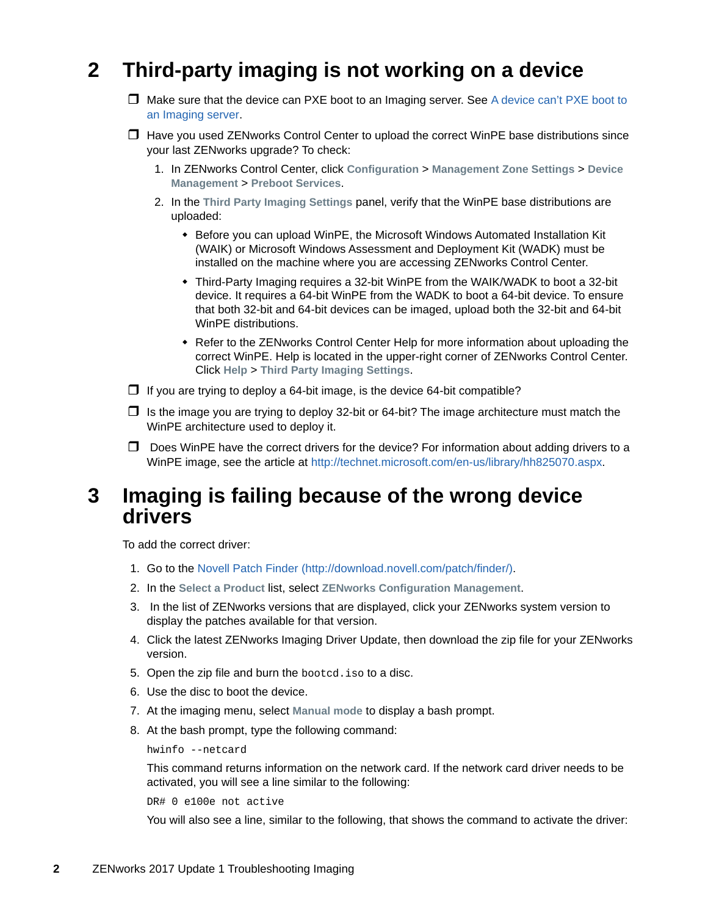## 2 Third-party imaging is not working on a device

- ❒ Make sure that the device can PXE boot to an Imaging server. See A device can't PXE boot to an Imaging server.
- ❒ Have you used ZENworks Control Center to upload the correct WinPE base distributions since your last ZENworks upgrade? To check:
  1. In ZENworks Control Center, click **Configuration** > **Management Zone Settings** > **Device Management** > **Preboot Services**.
  2. In the **Third Party Imaging Settings** panel, verify that the WinPE base distributions are uploaded:
     - Before you can upload WinPE, the Microsoft Windows Automated Installation Kit (WAIK) or Microsoft Windows Assessment and Deployment Kit (WADK) must be installed on the machine where you are accessing ZENworks Control Center.
     - Third-Party Imaging requires a 32-bit WinPE from the WAIK/WADK to boot a 32-bit device. It requires a 64-bit WinPE from the WADK to boot a 64-bit device. To ensure that both 32-bit and 64-bit devices can be imaged, upload both the 32-bit and 64-bit WinPE distributions.
     - Refer to the ZENworks Control Center Help for more information about uploading the correct WinPE. Help is located in the upper-right corner of ZENworks Control Center. Click **Help** > **Third Party Imaging Settings**.
- ❒ If you are trying to deploy a 64-bit image, is the device 64-bit compatible?
- ❒ Is the image you are trying to deploy 32-bit or 64-bit? The image architecture must match the WinPE architecture used to deploy it.
- ❒ Does WinPE have the correct drivers for the device? For information about adding drivers to a WinPE image, see the article at http://technet.microsoft.com/en-us/library/hh825070.aspx.

## 3 Imaging is failing because of the wrong device drivers

To add the correct driver:

1. Go to the Novell Patch Finder (http://download.novell.com/patch/finder/).
2. In the **Select a Product** list, select **ZENworks Configuration Management**.
3. In the list of ZENworks versions that are displayed, click your ZENworks system version to display the patches available for that version.
4. Click the latest ZENworks Imaging Driver Update, then download the zip file for your ZENworks version.
5. Open the zip file and burn the `bootcd.iso` to a disc.
6. Use the disc to boot the device.
7. At the imaging menu, select **Manual mode** to display a bash prompt.
8. At the bash prompt, type the following command:

   ```
   hwinfo --netcard
   ```

   This command returns information on the network card. If the network card driver needs to be activated, you will see a line similar to the following:

   ```
   DR# 0 e100e not active
   ```

   You will also see a line, similar to the following, that shows the command to activate the driver: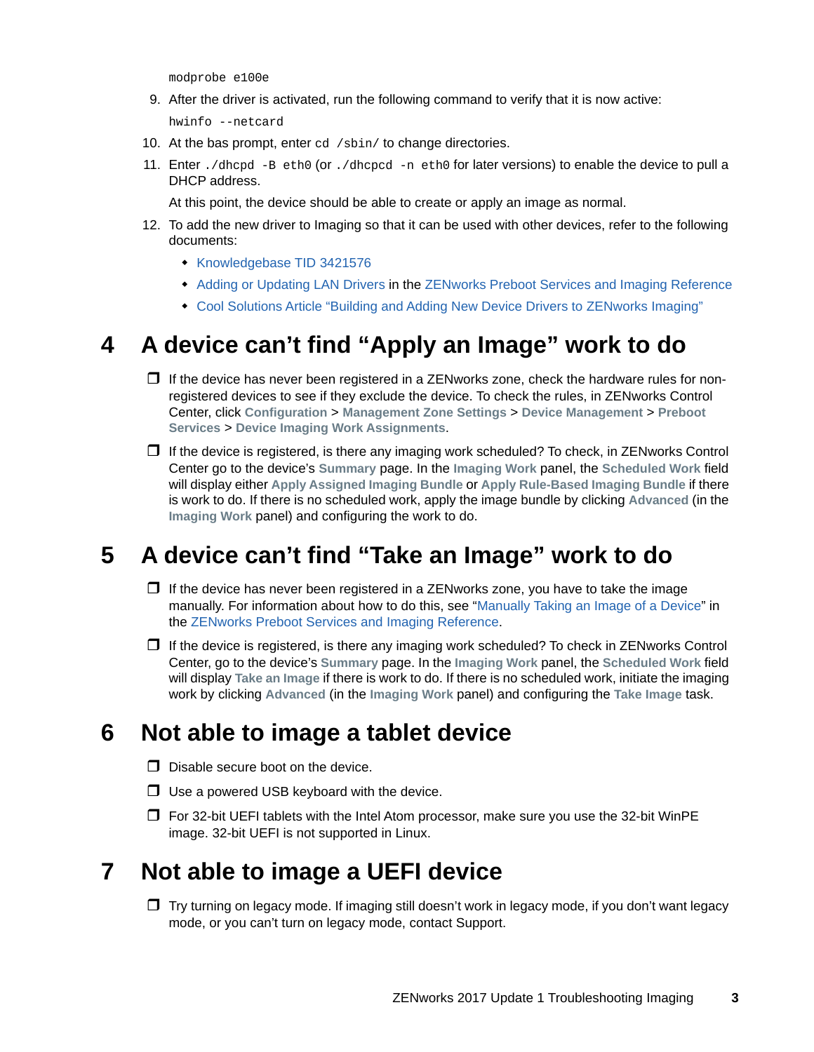```
modprobe e100e
```

9. After the driver is activated, run the following command to verify that it is now active:

   ```
   hwinfo --netcard
   ```

10. At the bas prompt, enter `cd /sbin/` to change directories.
11. Enter `./dhcpd -B eth0` (or `./dhcpcd -n eth0` for later versions) to enable the device to pull a DHCP address.

    At this point, the device should be able to create or apply an image as normal.

12. To add the new driver to Imaging so that it can be used with other devices, refer to the following documents:
    - Knowledgebase TID 3421576
    - Adding or Updating LAN Drivers in the ZENworks Preboot Services and Imaging Reference
    - Cool Solutions Article "Building and Adding New Device Drivers to ZENworks Imaging"

# 4 A device can't find "Apply an Image" work to do

- ☐ If the device has never been registered in a ZENworks zone, check the hardware rules for non-registered devices to see if they exclude the device. To check the rules, in ZENworks Control Center, click **Configuration** > **Management Zone Settings** > **Device Management** > **Preboot Services** > **Device Imaging Work Assignments**.
- ☐ If the device is registered, is there any imaging work scheduled? To check, in ZENworks Control Center go to the device's **Summary** page. In the **Imaging Work** panel, the **Scheduled Work** field will display either **Apply Assigned Imaging Bundle** or **Apply Rule-Based Imaging Bundle** if there is work to do. If there is no scheduled work, apply the image bundle by clicking **Advanced** (in the **Imaging Work** panel) and configuring the work to do.

# 5 A device can't find "Take an Image" work to do

- ☐ If the device has never been registered in a ZENworks zone, you have to take the image manually. For information about how to do this, see "Manually Taking an Image of a Device" in the ZENworks Preboot Services and Imaging Reference.
- ☐ If the device is registered, is there any imaging work scheduled? To check in ZENworks Control Center, go to the device's **Summary** page. In the **Imaging Work** panel, the **Scheduled Work** field will display **Take an Image** if there is work to do. If there is no scheduled work, initiate the imaging work by clicking **Advanced** (in the **Imaging Work** panel) and configuring the **Take Image** task.

# 6 Not able to image a tablet device

- ☐ Disable secure boot on the device.
- ☐ Use a powered USB keyboard with the device.
- ☐ For 32-bit UEFI tablets with the Intel Atom processor, make sure you use the 32-bit WinPE image. 32-bit UEFI is not supported in Linux.

# 7 Not able to image a UEFI device

- ☐ Try turning on legacy mode. If imaging still doesn't work in legacy mode, if you don't want legacy mode, or you can't turn on legacy mode, contact Support.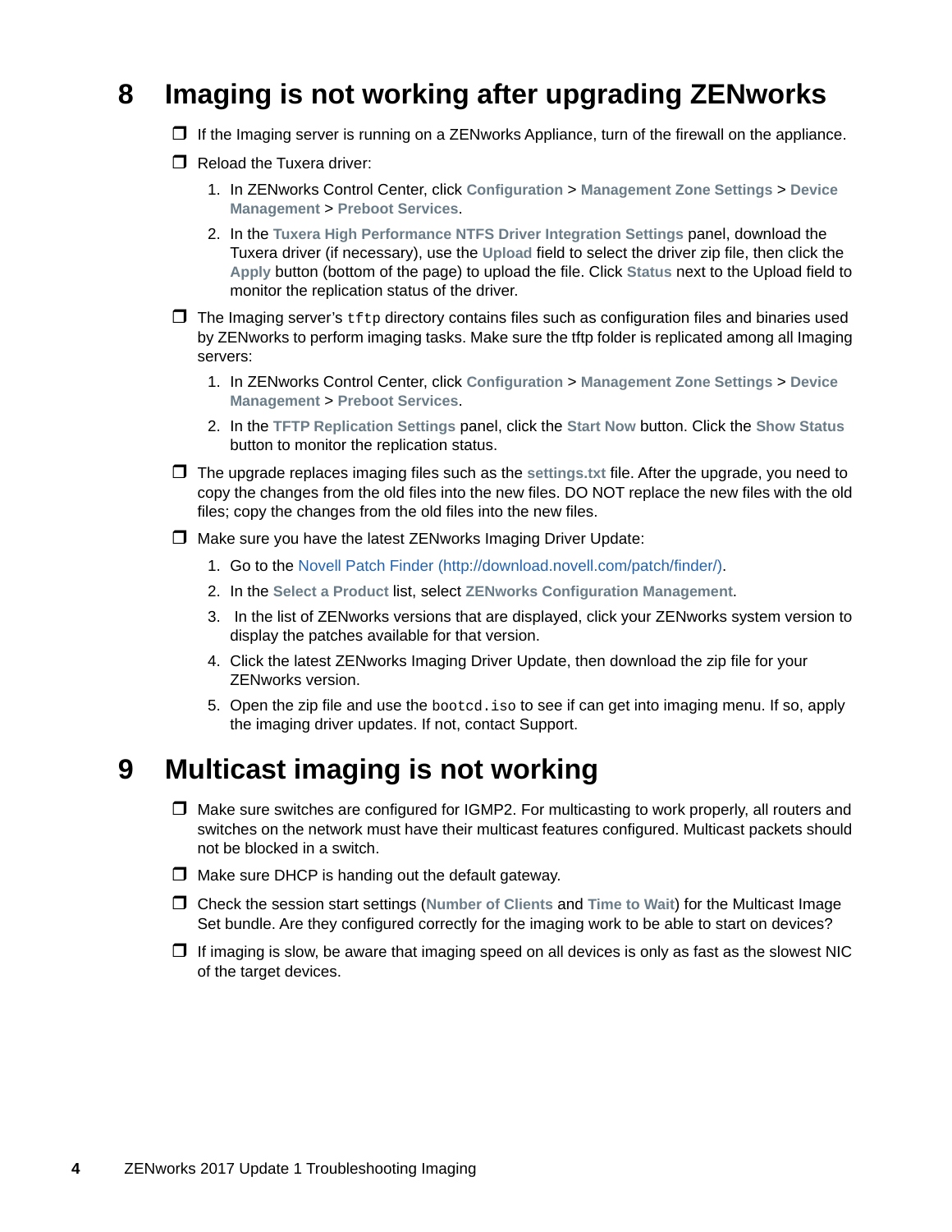# 8 Imaging is not working after upgrading ZENworks

- ❒ If the Imaging server is running on a ZENworks Appliance, turn of the firewall on the appliance.
- ❒ Reload the Tuxera driver:
  1. In ZENworks Control Center, click **Configuration** > **Management Zone Settings** > **Device Management** > **Preboot Services**.
  2. In the **Tuxera High Performance NTFS Driver Integration Settings** panel, download the Tuxera driver (if necessary), use the **Upload** field to select the driver zip file, then click the **Apply** button (bottom of the page) to upload the file. Click **Status** next to the Upload field to monitor the replication status of the driver.
- ❒ The Imaging server's `tftp` directory contains files such as configuration files and binaries used by ZENworks to perform imaging tasks. Make sure the tftp folder is replicated among all Imaging servers:
  1. In ZENworks Control Center, click **Configuration** > **Management Zone Settings** > **Device Management** > **Preboot Services**.
  2. In the **TFTP Replication Settings** panel, click the **Start Now** button. Click the **Show Status** button to monitor the replication status.
- ❒ The upgrade replaces imaging files such as the **settings.txt** file. After the upgrade, you need to copy the changes from the old files into the new files. DO NOT replace the new files with the old files; copy the changes from the old files into the new files.
- ❒ Make sure you have the latest ZENworks Imaging Driver Update:
  1. Go to the [Novell Patch Finder (http://download.novell.com/patch/finder/)](http://download.novell.com/patch/finder/).
  2. In the **Select a Product** list, select **ZENworks Configuration Management**.
  3. In the list of ZENworks versions that are displayed, click your ZENworks system version to display the patches available for that version.
  4. Click the latest ZENworks Imaging Driver Update, then download the zip file for your ZENworks version.
  5. Open the zip file and use the `bootcd.iso` to see if can get into imaging menu. If so, apply the imaging driver updates. If not, contact Support.

# 9 Multicast imaging is not working

- ❒ Make sure switches are configured for IGMP2. For multicasting to work properly, all routers and switches on the network must have their multicast features configured. Multicast packets should not be blocked in a switch.
- ❒ Make sure DHCP is handing out the default gateway.
- ❒ Check the session start settings (**Number of Clients** and **Time to Wait**) for the Multicast Image Set bundle. Are they configured correctly for the imaging work to be able to start on devices?
- ❒ If imaging is slow, be aware that imaging speed on all devices is only as fast as the slowest NIC of the target devices.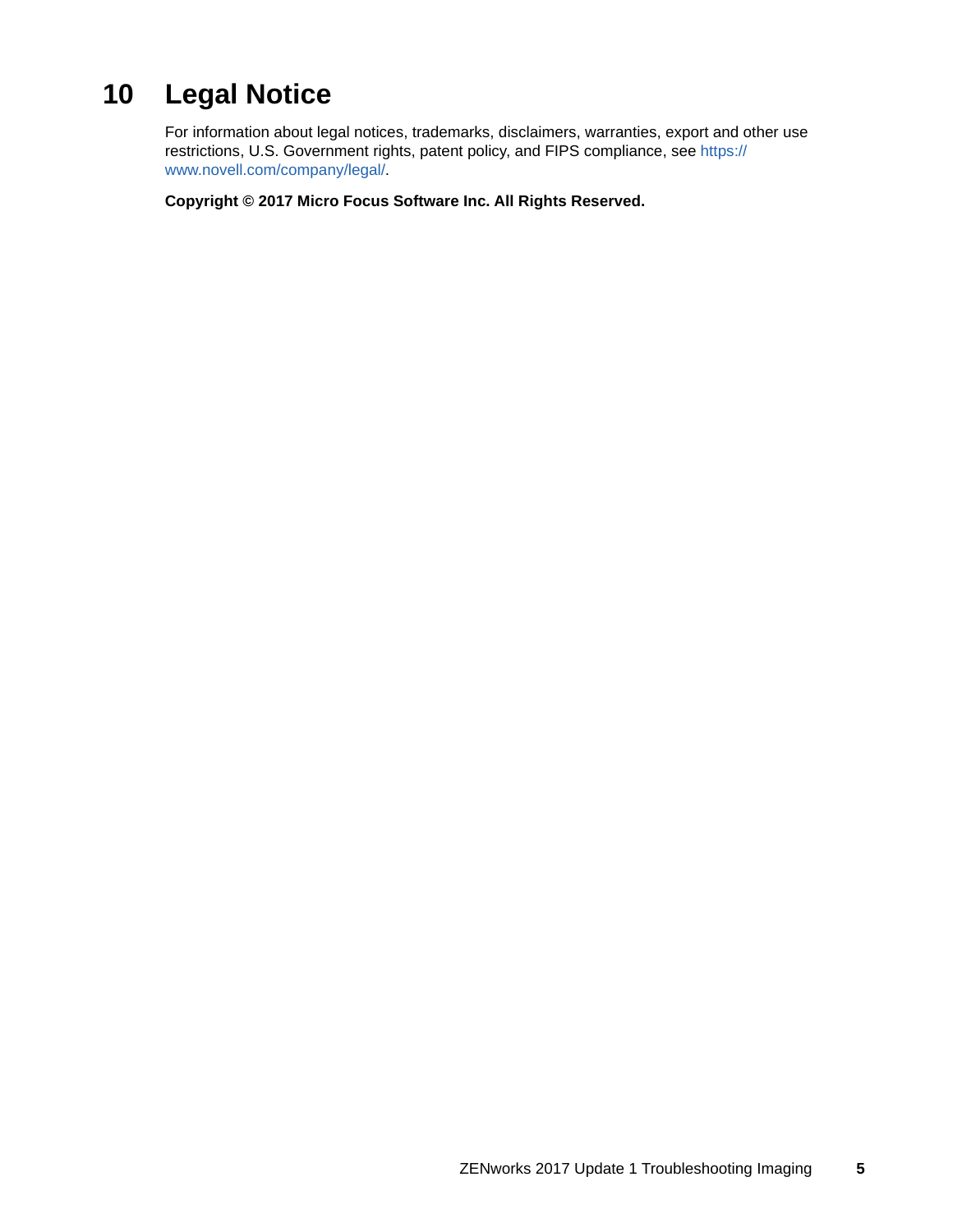# 10 Legal Notice

For information about legal notices, trademarks, disclaimers, warranties, export and other use restrictions, U.S. Government rights, patent policy, and FIPS compliance, see https://www.novell.com/company/legal/.

**Copyright © 2017 Micro Focus Software Inc. All Rights Reserved.**